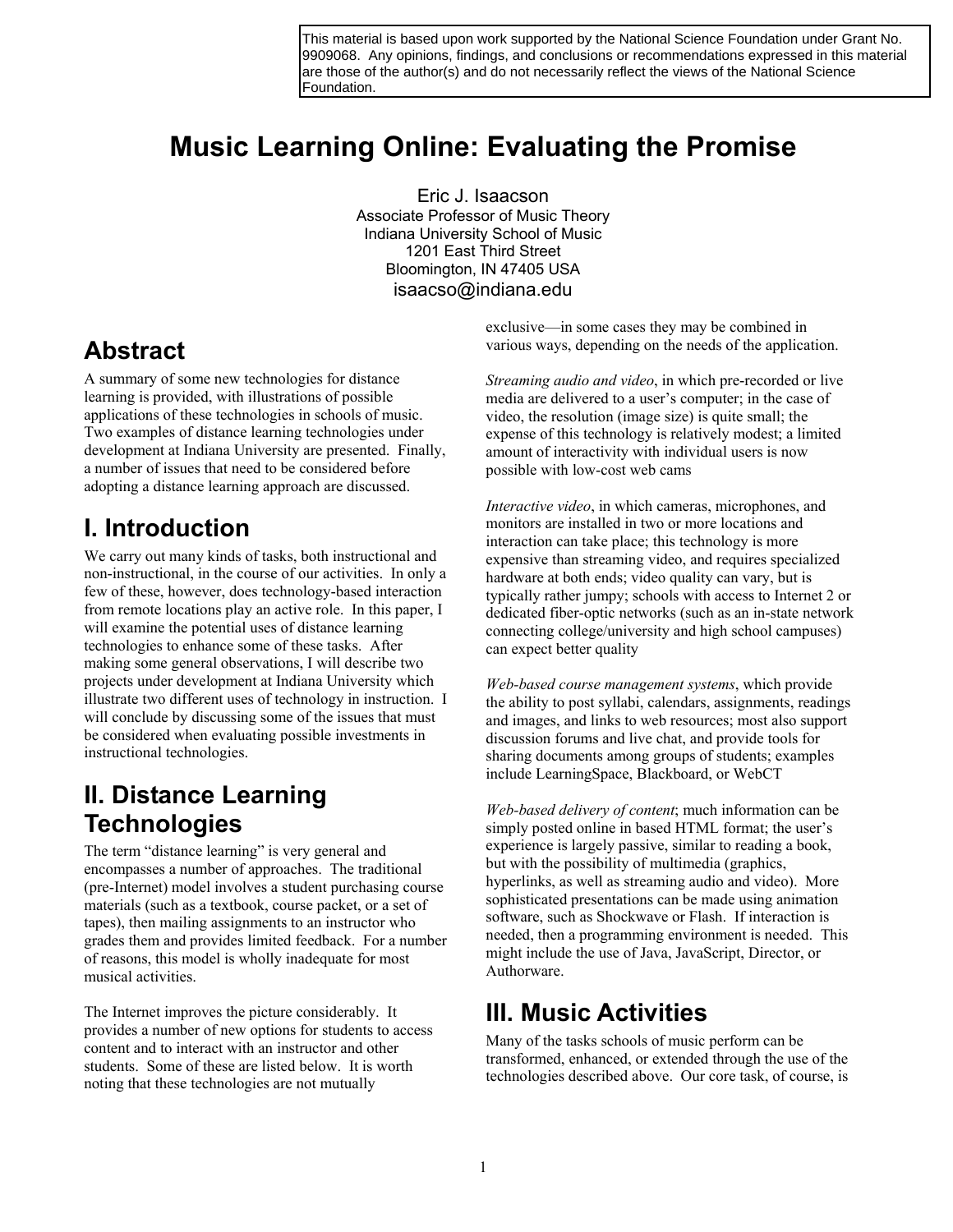This material is based upon work supported by the National Science Foundation under Grant No. 9909068. Any opinions, findings, and conclusions or recommendations expressed in this material are those of the author(s) and do not necessarily reflect the views of the National Science Foundation.

# Music Learning Online: Evaluating the Promise

Eric J. Isaacson
Associate Professor of Music Theory
Indiana University School of Music
1201 East Third Street
Bloomington, IN 47405 USA
isaacso@indiana.edu

## Abstract

A summary of some new technologies for distance learning is provided, with illustrations of possible applications of these technologies in schools of music. Two examples of distance learning technologies under development at Indiana University are presented. Finally, a number of issues that need to be considered before adopting a distance learning approach are discussed.

## I. Introduction

We carry out many kinds of tasks, both instructional and non-instructional, in the course of our activities. In only a few of these, however, does technology-based interaction from remote locations play an active role. In this paper, I will examine the potential uses of distance learning technologies to enhance some of these tasks. After making some general observations, I will describe two projects under development at Indiana University which illustrate two different uses of technology in instruction. I will conclude by discussing some of the issues that must be considered when evaluating possible investments in instructional technologies.

## II. Distance Learning Technologies

The term "distance learning" is very general and encompasses a number of approaches. The traditional (pre-Internet) model involves a student purchasing course materials (such as a textbook, course packet, or a set of tapes), then mailing assignments to an instructor who grades them and provides limited feedback. For a number of reasons, this model is wholly inadequate for most musical activities.

The Internet improves the picture considerably. It provides a number of new options for students to access content and to interact with an instructor and other students. Some of these are listed below. It is worth noting that these technologies are not mutually exclusive—in some cases they may be combined in various ways, depending on the needs of the application.

*Streaming audio and video*, in which pre-recorded or live media are delivered to a user's computer; in the case of video, the resolution (image size) is quite small; the expense of this technology is relatively modest; a limited amount of interactivity with individual users is now possible with low-cost web cams

*Interactive video*, in which cameras, microphones, and monitors are installed in two or more locations and interaction can take place; this technology is more expensive than streaming video, and requires specialized hardware at both ends; video quality can vary, but is typically rather jumpy; schools with access to Internet 2 or dedicated fiber-optic networks (such as an in-state network connecting college/university and high school campuses) can expect better quality

*Web-based course management systems*, which provide the ability to post syllabi, calendars, assignments, readings and images, and links to web resources; most also support discussion forums and live chat, and provide tools for sharing documents among groups of students; examples include LearningSpace, Blackboard, or WebCT

*Web-based delivery of content*; much information can be simply posted online in based HTML format; the user's experience is largely passive, similar to reading a book, but with the possibility of multimedia (graphics, hyperlinks, as well as streaming audio and video). More sophisticated presentations can be made using animation software, such as Shockwave or Flash. If interaction is needed, then a programming environment is needed. This might include the use of Java, JavaScript, Director, or Authorware.

## III. Music Activities

Many of the tasks schools of music perform can be transformed, enhanced, or extended through the use of the technologies described above. Our core task, of course, is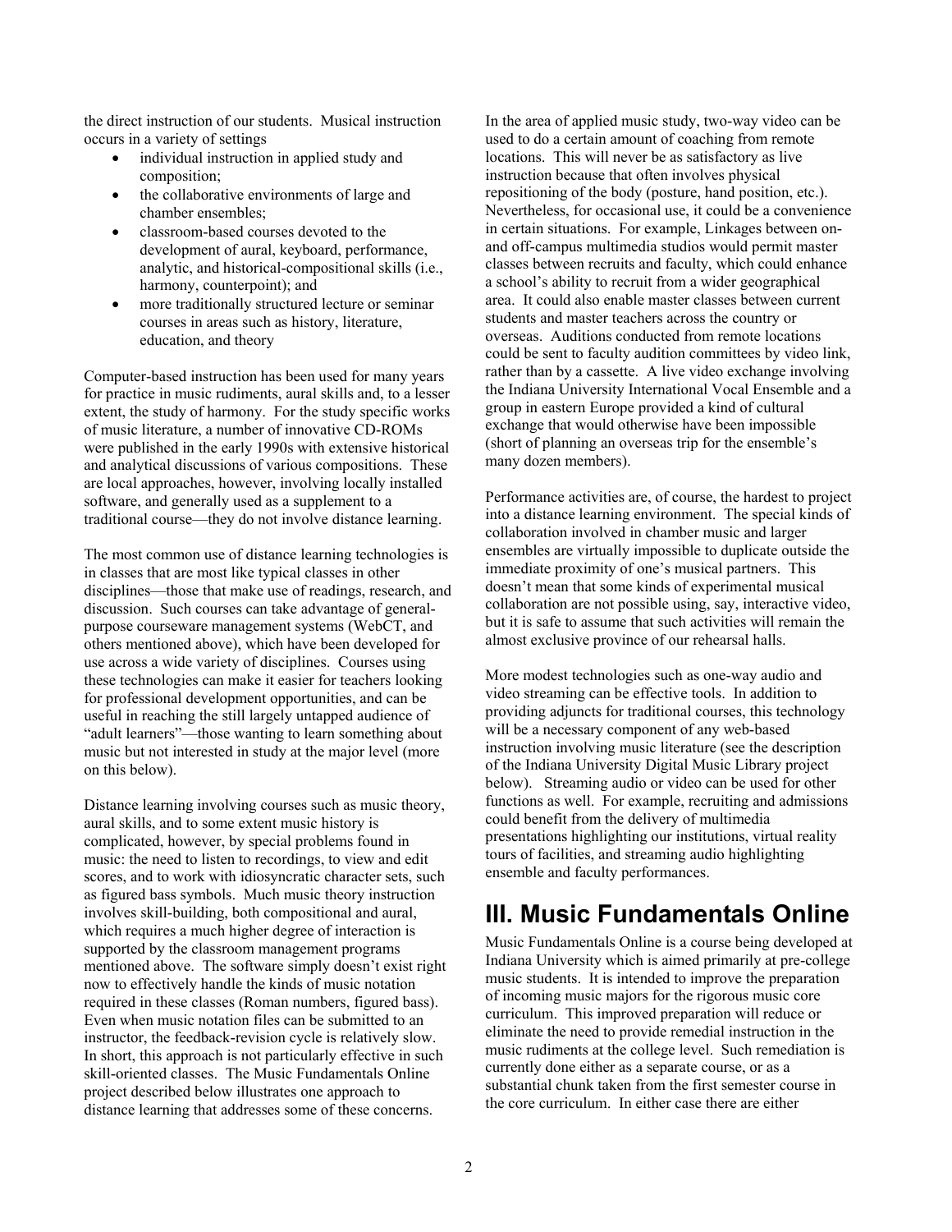the direct instruction of our students. Musical instruction occurs in a variety of settings

- individual instruction in applied study and composition;
- the collaborative environments of large and chamber ensembles;
- classroom-based courses devoted to the development of aural, keyboard, performance, analytic, and historical-compositional skills (i.e., harmony, counterpoint); and
- more traditionally structured lecture or seminar courses in areas such as history, literature, education, and theory

Computer-based instruction has been used for many years for practice in music rudiments, aural skills and, to a lesser extent, the study of harmony. For the study specific works of music literature, a number of innovative CD-ROMs were published in the early 1990s with extensive historical and analytical discussions of various compositions. These are local approaches, however, involving locally installed software, and generally used as a supplement to a traditional course—they do not involve distance learning.

The most common use of distance learning technologies is in classes that are most like typical classes in other disciplines—those that make use of readings, research, and discussion. Such courses can take advantage of general-purpose courseware management systems (WebCT, and others mentioned above), which have been developed for use across a wide variety of disciplines. Courses using these technologies can make it easier for teachers looking for professional development opportunities, and can be useful in reaching the still largely untapped audience of "adult learners"—those wanting to learn something about music but not interested in study at the major level (more on this below).

Distance learning involving courses such as music theory, aural skills, and to some extent music history is complicated, however, by special problems found in music: the need to listen to recordings, to view and edit scores, and to work with idiosyncratic character sets, such as figured bass symbols. Much music theory instruction involves skill-building, both compositional and aural, which requires a much higher degree of interaction is supported by the classroom management programs mentioned above. The software simply doesn't exist right now to effectively handle the kinds of music notation required in these classes (Roman numbers, figured bass). Even when music notation files can be submitted to an instructor, the feedback-revision cycle is relatively slow. In short, this approach is not particularly effective in such skill-oriented classes. The Music Fundamentals Online project described below illustrates one approach to distance learning that addresses some of these concerns.

In the area of applied music study, two-way video can be used to do a certain amount of coaching from remote locations. This will never be as satisfactory as live instruction because that often involves physical repositioning of the body (posture, hand position, etc.). Nevertheless, for occasional use, it could be a convenience in certain situations. For example, Linkages between on- and off-campus multimedia studios would permit master classes between recruits and faculty, which could enhance a school's ability to recruit from a wider geographical area. It could also enable master classes between current students and master teachers across the country or overseas. Auditions conducted from remote locations could be sent to faculty audition committees by video link, rather than by a cassette. A live video exchange involving the Indiana University International Vocal Ensemble and a group in eastern Europe provided a kind of cultural exchange that would otherwise have been impossible (short of planning an overseas trip for the ensemble's many dozen members).

Performance activities are, of course, the hardest to project into a distance learning environment. The special kinds of collaboration involved in chamber music and larger ensembles are virtually impossible to duplicate outside the immediate proximity of one's musical partners. This doesn't mean that some kinds of experimental musical collaboration are not possible using, say, interactive video, but it is safe to assume that such activities will remain the almost exclusive province of our rehearsal halls.

More modest technologies such as one-way audio and video streaming can be effective tools. In addition to providing adjuncts for traditional courses, this technology will be a necessary component of any web-based instruction involving music literature (see the description of the Indiana University Digital Music Library project below). Streaming audio or video can be used for other functions as well. For example, recruiting and admissions could benefit from the delivery of multimedia presentations highlighting our institutions, virtual reality tours of facilities, and streaming audio highlighting ensemble and faculty performances.

# III. Music Fundamentals Online

Music Fundamentals Online is a course being developed at Indiana University which is aimed primarily at pre-college music students. It is intended to improve the preparation of incoming music majors for the rigorous music core curriculum. This improved preparation will reduce or eliminate the need to provide remedial instruction in the music rudiments at the college level. Such remediation is currently done either as a separate course, or as a substantial chunk taken from the first semester course in the core curriculum. In either case there are either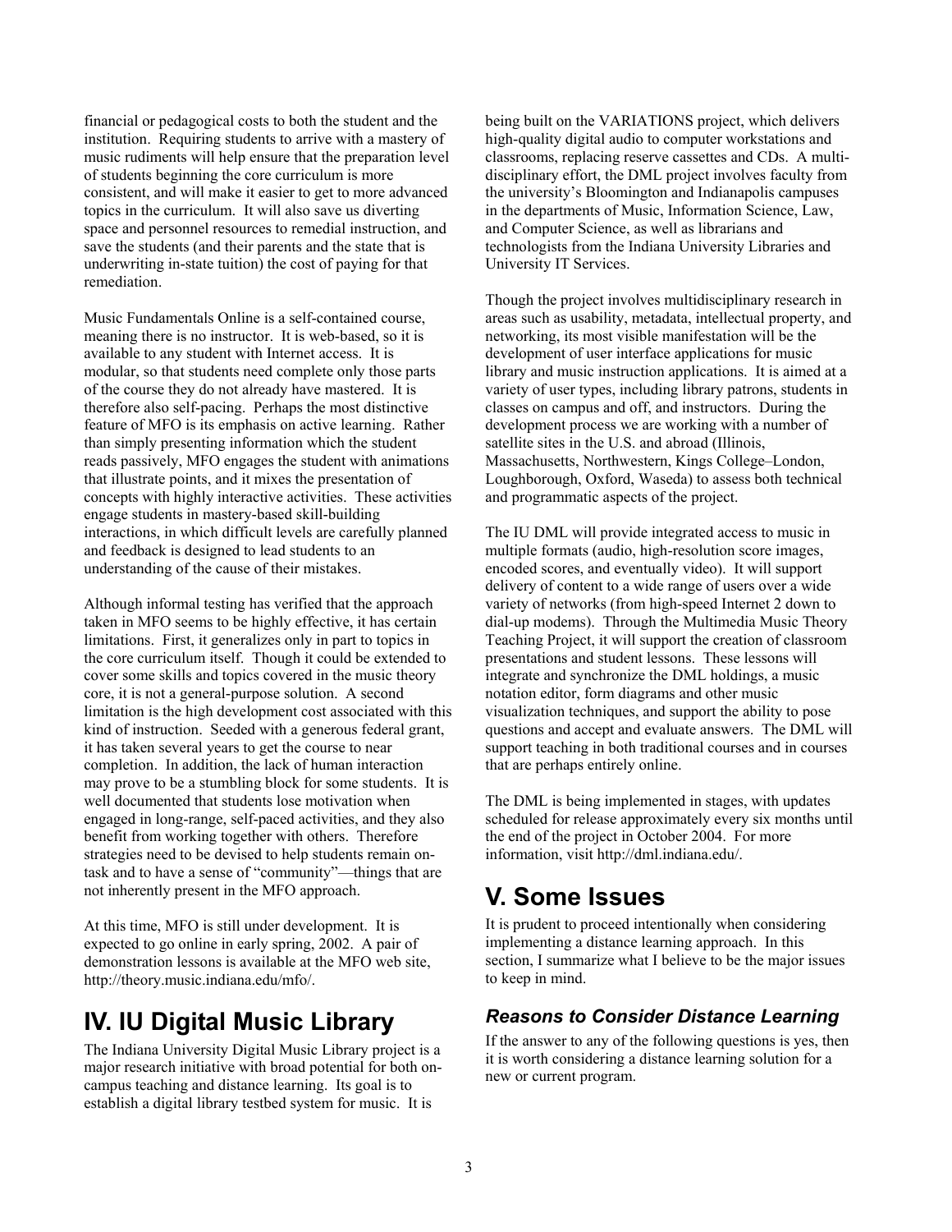financial or pedagogical costs to both the student and the institution. Requiring students to arrive with a mastery of music rudiments will help ensure that the preparation level of students beginning the core curriculum is more consistent, and will make it easier to get to more advanced topics in the curriculum. It will also save us diverting space and personnel resources to remedial instruction, and save the students (and their parents and the state that is underwriting in-state tuition) the cost of paying for that remediation.

Music Fundamentals Online is a self-contained course, meaning there is no instructor. It is web-based, so it is available to any student with Internet access. It is modular, so that students need complete only those parts of the course they do not already have mastered. It is therefore also self-pacing. Perhaps the most distinctive feature of MFO is its emphasis on active learning. Rather than simply presenting information which the student reads passively, MFO engages the student with animations that illustrate points, and it mixes the presentation of concepts with highly interactive activities. These activities engage students in mastery-based skill-building interactions, in which difficult levels are carefully planned and feedback is designed to lead students to an understanding of the cause of their mistakes.

Although informal testing has verified that the approach taken in MFO seems to be highly effective, it has certain limitations. First, it generalizes only in part to topics in the core curriculum itself. Though it could be extended to cover some skills and topics covered in the music theory core, it is not a general-purpose solution. A second limitation is the high development cost associated with this kind of instruction. Seeded with a generous federal grant, it has taken several years to get the course to near completion. In addition, the lack of human interaction may prove to be a stumbling block for some students. It is well documented that students lose motivation when engaged in long-range, self-paced activities, and they also benefit from working together with others. Therefore strategies need to be devised to help students remain on-task and to have a sense of "community"—things that are not inherently present in the MFO approach.

At this time, MFO is still under development. It is expected to go online in early spring, 2002. A pair of demonstration lessons is available at the MFO web site, http://theory.music.indiana.edu/mfo/.

# IV. IU Digital Music Library

The Indiana University Digital Music Library project is a major research initiative with broad potential for both on-campus teaching and distance learning. Its goal is to establish a digital library testbed system for music. It is being built on the VARIATIONS project, which delivers high-quality digital audio to computer workstations and classrooms, replacing reserve cassettes and CDs. A multi-disciplinary effort, the DML project involves faculty from the university's Bloomington and Indianapolis campuses in the departments of Music, Information Science, Law, and Computer Science, as well as librarians and technologists from the Indiana University Libraries and University IT Services.

Though the project involves multidisciplinary research in areas such as usability, metadata, intellectual property, and networking, its most visible manifestation will be the development of user interface applications for music library and music instruction applications. It is aimed at a variety of user types, including library patrons, students in classes on campus and off, and instructors. During the development process we are working with a number of satellite sites in the U.S. and abroad (Illinois, Massachusetts, Northwestern, Kings College–London, Loughborough, Oxford, Waseda) to assess both technical and programmatic aspects of the project.

The IU DML will provide integrated access to music in multiple formats (audio, high-resolution score images, encoded scores, and eventually video). It will support delivery of content to a wide range of users over a wide variety of networks (from high-speed Internet 2 down to dial-up modems). Through the Multimedia Music Theory Teaching Project, it will support the creation of classroom presentations and student lessons. These lessons will integrate and synchronize the DML holdings, a music notation editor, form diagrams and other music visualization techniques, and support the ability to pose questions and accept and evaluate answers. The DML will support teaching in both traditional courses and in courses that are perhaps entirely online.

The DML is being implemented in stages, with updates scheduled for release approximately every six months until the end of the project in October 2004. For more information, visit http://dml.indiana.edu/.

# V. Some Issues

It is prudent to proceed intentionally when considering implementing a distance learning approach. In this section, I summarize what I believe to be the major issues to keep in mind.

## *Reasons to Consider Distance Learning*

If the answer to any of the following questions is yes, then it is worth considering a distance learning solution for a new or current program.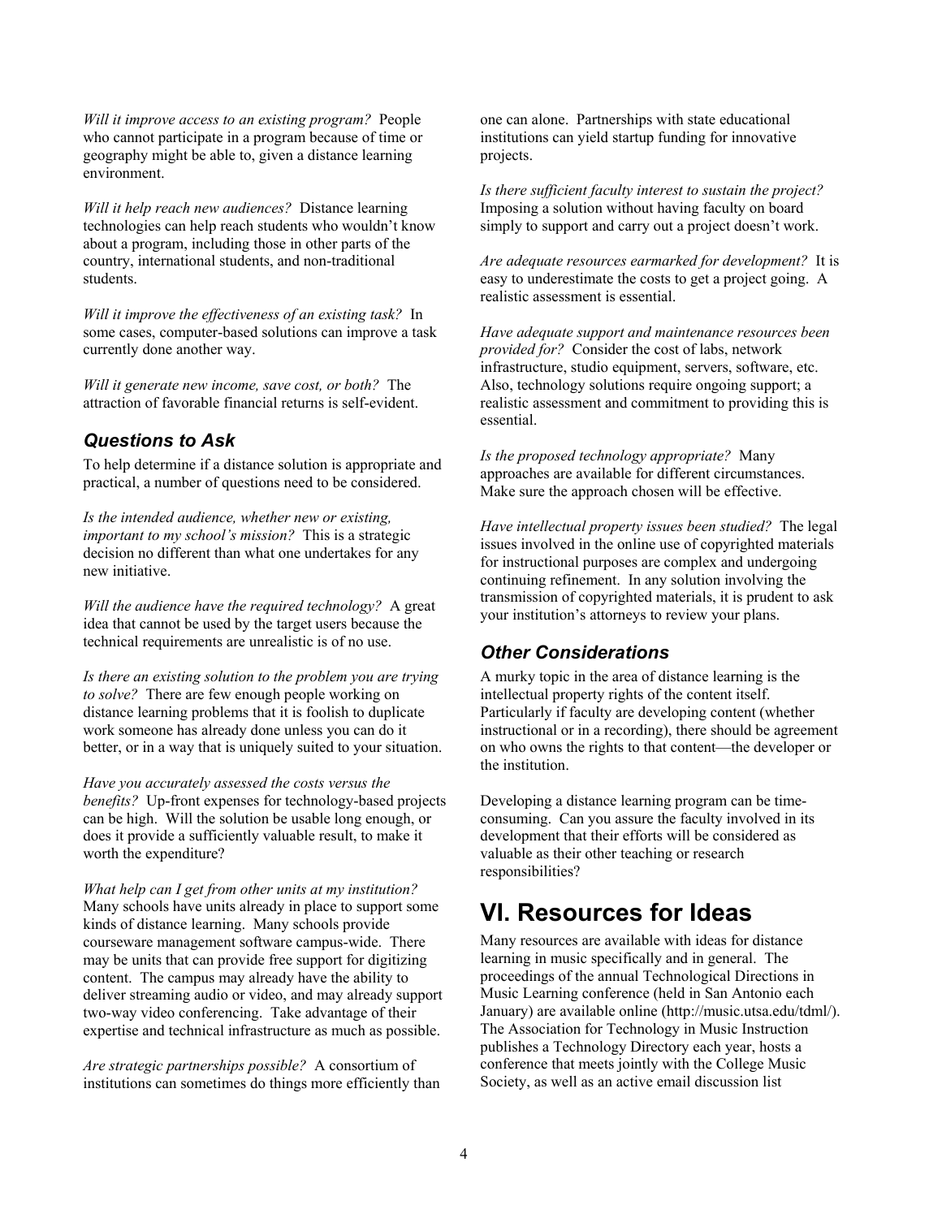*Will it improve access to an existing program?* People who cannot participate in a program because of time or geography might be able to, given a distance learning environment.

*Will it help reach new audiences?* Distance learning technologies can help reach students who wouldn't know about a program, including those in other parts of the country, international students, and non-traditional students.

*Will it improve the effectiveness of an existing task?* In some cases, computer-based solutions can improve a task currently done another way.

*Will it generate new income, save cost, or both?* The attraction of favorable financial returns is self-evident.

### Questions to Ask

To help determine if a distance solution is appropriate and practical, a number of questions need to be considered.

*Is the intended audience, whether new or existing, important to my school's mission?* This is a strategic decision no different than what one undertakes for any new initiative.

*Will the audience have the required technology?* A great idea that cannot be used by the target users because the technical requirements are unrealistic is of no use.

*Is there an existing solution to the problem you are trying to solve?* There are few enough people working on distance learning problems that it is foolish to duplicate work someone has already done unless you can do it better, or in a way that is uniquely suited to your situation.

*Have you accurately assessed the costs versus the benefits?* Up-front expenses for technology-based projects can be high. Will the solution be usable long enough, or does it provide a sufficiently valuable result, to make it worth the expenditure?

*What help can I get from other units at my institution?* Many schools have units already in place to support some kinds of distance learning. Many schools provide courseware management software campus-wide. There may be units that can provide free support for digitizing content. The campus may already have the ability to deliver streaming audio or video, and may already support two-way video conferencing. Take advantage of their expertise and technical infrastructure as much as possible.

*Are strategic partnerships possible?* A consortium of institutions can sometimes do things more efficiently than one can alone. Partnerships with state educational institutions can yield startup funding for innovative projects.

*Is there sufficient faculty interest to sustain the project?* Imposing a solution without having faculty on board simply to support and carry out a project doesn't work.

*Are adequate resources earmarked for development?* It is easy to underestimate the costs to get a project going. A realistic assessment is essential.

*Have adequate support and maintenance resources been provided for?* Consider the cost of labs, network infrastructure, studio equipment, servers, software, etc. Also, technology solutions require ongoing support; a realistic assessment and commitment to providing this is essential.

*Is the proposed technology appropriate?* Many approaches are available for different circumstances. Make sure the approach chosen will be effective.

*Have intellectual property issues been studied?* The legal issues involved in the online use of copyrighted materials for instructional purposes are complex and undergoing continuing refinement. In any solution involving the transmission of copyrighted materials, it is prudent to ask your institution's attorneys to review your plans.

### Other Considerations

A murky topic in the area of distance learning is the intellectual property rights of the content itself. Particularly if faculty are developing content (whether instructional or in a recording), there should be agreement on who owns the rights to that content—the developer or the institution.

Developing a distance learning program can be time-consuming. Can you assure the faculty involved in its development that their efforts will be considered as valuable as their other teaching or research responsibilities?

# VI. Resources for Ideas

Many resources are available with ideas for distance learning in music specifically and in general. The proceedings of the annual Technological Directions in Music Learning conference (held in San Antonio each January) are available online (http://music.utsa.edu/tdml/). The Association for Technology in Music Instruction publishes a Technology Directory each year, hosts a conference that meets jointly with the College Music Society, as well as an active email discussion list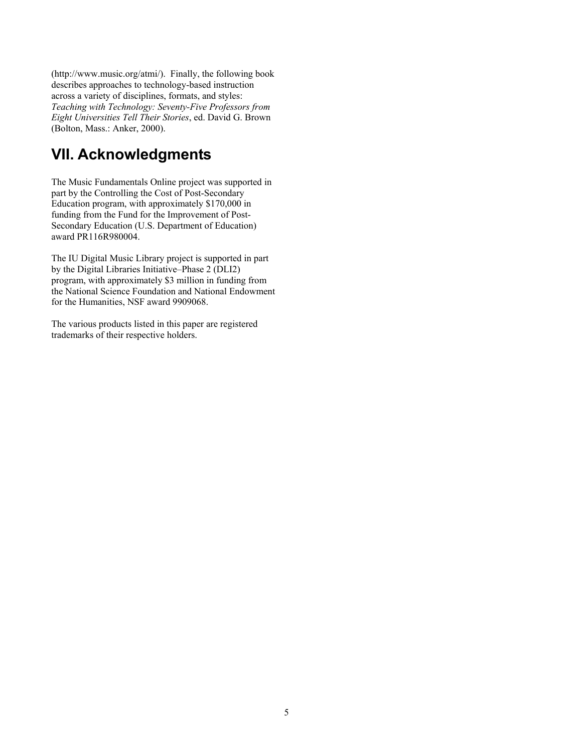(http://www.music.org/atmi/). Finally, the following book describes approaches to technology-based instruction across a variety of disciplines, formats, and styles: *Teaching with Technology: Seventy-Five Professors from Eight Universities Tell Their Stories*, ed. David G. Brown (Bolton, Mass.: Anker, 2000).

## VII. Acknowledgments

The Music Fundamentals Online project was supported in part by the Controlling the Cost of Post-Secondary Education program, with approximately $170,000 in funding from the Fund for the Improvement of Post-Secondary Education (U.S. Department of Education) award PR116R980004.

The IU Digital Music Library project is supported in part by the Digital Libraries Initiative–Phase 2 (DLI2) program, with approximately $3 million in funding from the National Science Foundation and National Endowment for the Humanities, NSF award 9909068.

The various products listed in this paper are registered trademarks of their respective holders.